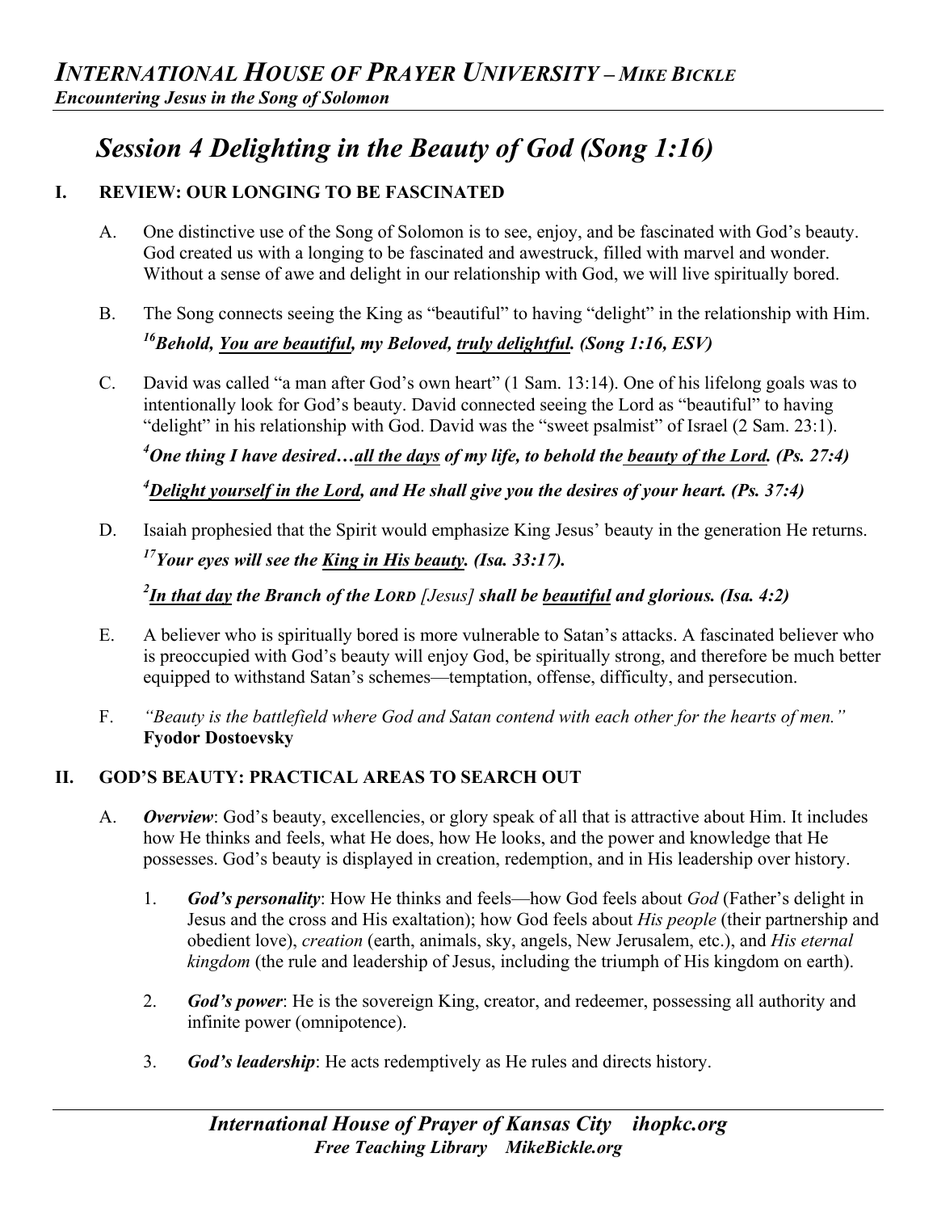# INTERNATIONAL HOUSE OF PRAYER UNIVERSITY – MIKE BICKLE

*Encountering Jesus in the Song of Solomon*

## Session 4 Delighting in the Beauty of God (Song 1:16)

### I. REVIEW: OUR LONGING TO BE FASCINATED

A. One distinctive use of the Song of Solomon is to see, enjoy, and be fascinated with God's beauty. God created us with a longing to be fascinated and awestruck, filled with marvel and wonder. Without a sense of awe and delight in our relationship with God, we will live spiritually bored.

B. The Song connects seeing the King as "beautiful" to having "delight" in the relationship with Him.

***[16]Behold, <u>You are beautiful</u>, my Beloved, <u>truly delightful</u>. (Song 1:16, ESV)***

C. David was called "a man after God's own heart" (1 Sam. 13:14). One of his lifelong goals was to intentionally look for God's beauty. David connected seeing the Lord as "beautiful" to having "delight" in his relationship with God. David was the "sweet psalmist" of Israel (2 Sam. 23:1).

***[4]One thing I have desired…<u>all the days</u> of my life, to behold the <u>beauty of the Lord</u>. (Ps. 27:4)***

***[4]<u>Delight yourself in the Lord</u>, and He shall give you the desires of your heart. (Ps. 37:4)***

D. Isaiah prophesied that the Spirit would emphasize King Jesus' beauty in the generation He returns.

***[17]Your eyes will see the <u>King in His beauty</u>. (Isa. 33:17).***

***[2]<u>In that day</u> the Branch of the LORD [Jesus] shall be <u>beautiful</u> and glorious. (Isa. 4:2)***

E. A believer who is spiritually bored is more vulnerable to Satan's attacks. A fascinated believer who is preoccupied with God's beauty will enjoy God, be spiritually strong, and therefore be much better equipped to withstand Satan's schemes—temptation, offense, difficulty, and persecution.

F. *"Beauty is the battlefield where God and Satan contend with each other for the hearts of men."* **Fyodor Dostoevsky**

### II. GOD'S BEAUTY: PRACTICAL AREAS TO SEARCH OUT

A. ***Overview***: God's beauty, excellencies, or glory speak of all that is attractive about Him. It includes how He thinks and feels, what He does, how He looks, and the power and knowledge that He possesses. God's beauty is displayed in creation, redemption, and in His leadership over history.

1. ***God's personality***: How He thinks and feels—how God feels about *God* (Father's delight in Jesus and the cross and His exaltation); how God feels about *His people* (their partnership and obedient love), *creation* (earth, animals, sky, angels, New Jerusalem, etc.), and *His eternal kingdom* (the rule and leadership of Jesus, including the triumph of His kingdom on earth).

2. ***God's power***: He is the sovereign King, creator, and redeemer, possessing all authority and infinite power (omnipotence).

3. ***God's leadership***: He acts redemptively as He rules and directs history.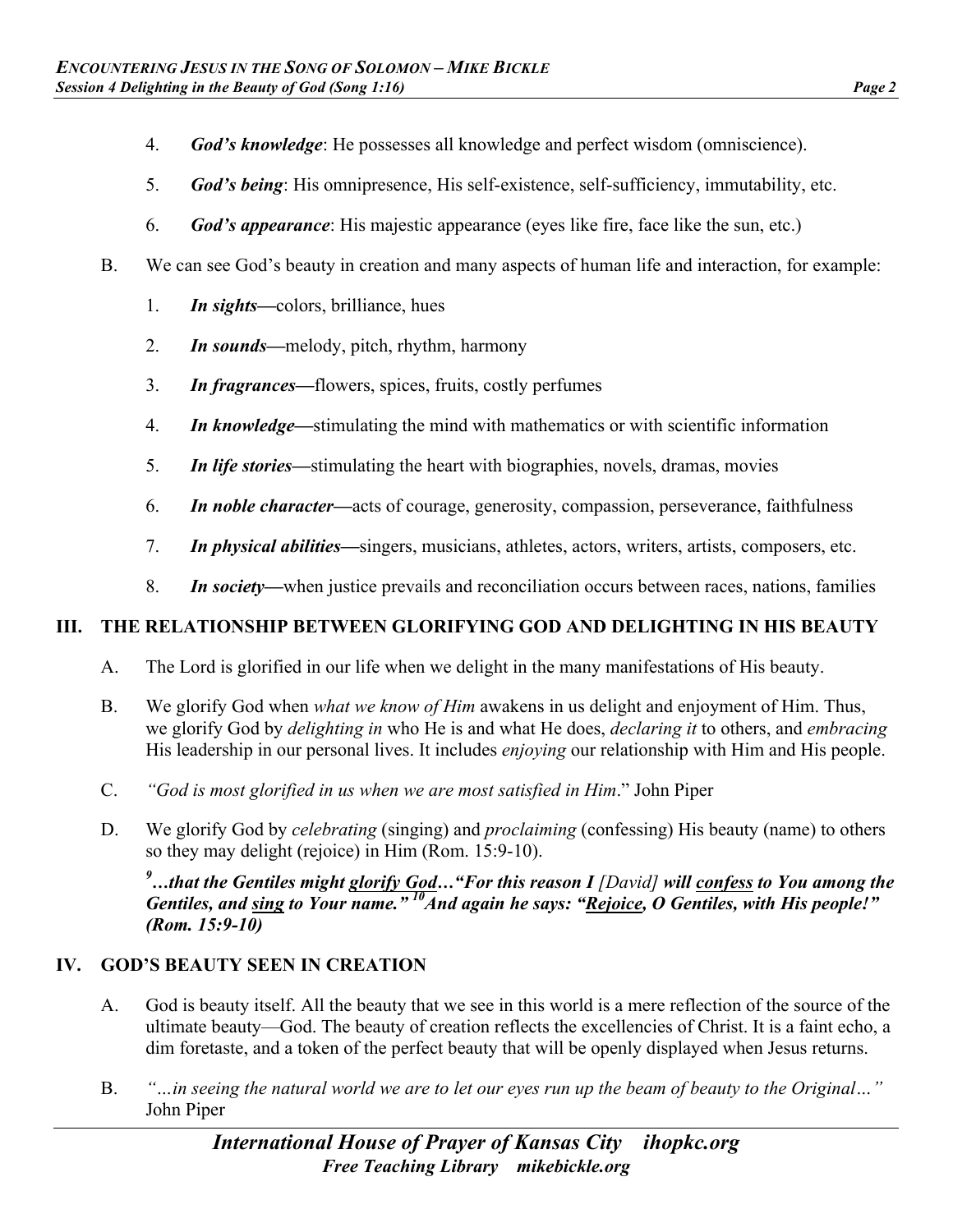4. ***God's knowledge***: He possesses all knowledge and perfect wisdom (omniscience).

5. ***God's being***: His omnipresence, His self-existence, self-sufficiency, immutability, etc.

6. ***God's appearance***: His majestic appearance (eyes like fire, face like the sun, etc.)

B. We can see God's beauty in creation and many aspects of human life and interaction, for example:

1. ***In sights—***colors, brilliance, hues

2. ***In sounds—***melody, pitch, rhythm, harmony

3. ***In fragrances—***flowers, spices, fruits, costly perfumes

4. ***In knowledge—***stimulating the mind with mathematics or with scientific information

5. ***In life stories—***stimulating the heart with biographies, novels, dramas, movies

6. ***In noble character—***acts of courage, generosity, compassion, perseverance, faithfulness

7. ***In physical abilities—***singers, musicians, athletes, actors, writers, artists, composers, etc.

8. ***In society—***when justice prevails and reconciliation occurs between races, nations, families

## III. THE RELATIONSHIP BETWEEN GLORIFYING GOD AND DELIGHTING IN HIS BEAUTY

A. The Lord is glorified in our life when we delight in the many manifestations of His beauty.

B. We glorify God when *what we know of Him* awakens in us delight and enjoyment of Him. Thus, we glorify God by *delighting in* who He is and what He does, *declaring it* to others, and *embracing* His leadership in our personal lives. It includes *enjoying* our relationship with Him and His people.

C. *"God is most glorified in us when we are most satisfied in Him*." John Piper

D. We glorify God by *celebrating* (singing) and *proclaiming* (confessing) His beauty (name) to others so they may delight (rejoice) in Him (Rom. 15:9-10).

***[9]…that the Gentiles might <u>glorify God</u>…"For this reason I** [David] **will <u>confess</u> to You among the Gentiles, and <u>sing</u> to Your name." [10]And again he says: "<u>Rejoice</u>, O Gentiles, with His people!" (Rom. 15:9-10)***

## IV. GOD'S BEAUTY SEEN IN CREATION

A. God is beauty itself. All the beauty that we see in this world is a mere reflection of the source of the ultimate beauty—God. The beauty of creation reflects the excellencies of Christ. It is a faint echo, a dim foretaste, and a token of the perfect beauty that will be openly displayed when Jesus returns.

B. *"…in seeing the natural world we are to let our eyes run up the beam of beauty to the Original…"* John Piper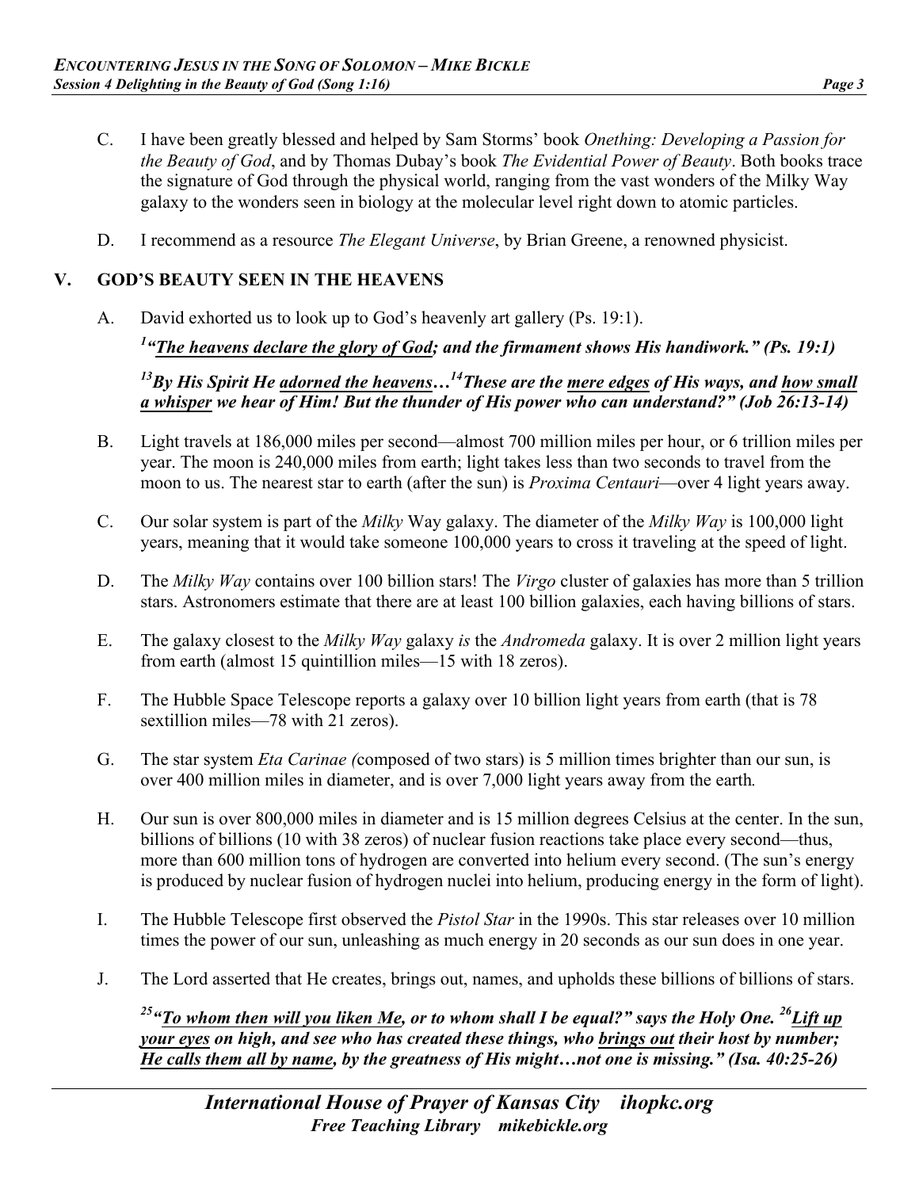C. I have been greatly blessed and helped by Sam Storms' book *Onething: Developing a Passion for the Beauty of God*, and by Thomas Dubay's book *The Evidential Power of Beauty*. Both books trace the signature of God through the physical world, ranging from the vast wonders of the Milky Way galaxy to the wonders seen in biology at the molecular level right down to atomic particles.

D. I recommend as a resource *The Elegant Universe*, by Brian Greene, a renowned physicist.

## V. GOD'S BEAUTY SEEN IN THE HEAVENS

A. David exhorted us to look up to God's heavenly art gallery (Ps. 19:1).

***[1] "The heavens declare the glory of God; and the firmament shows His handiwork." (Ps. 19:1)***

***[13] By His Spirit He adorned the heavens…[14] These are the mere edges of His ways, and how small a whisper we hear of Him! But the thunder of His power who can understand?" (Job 26:13-14)***

B. Light travels at 186,000 miles per second—almost 700 million miles per hour, or 6 trillion miles per year. The moon is 240,000 miles from earth; light takes less than two seconds to travel from the moon to us. The nearest star to earth (after the sun) is *Proxima Centauri*—over 4 light years away.

C. Our solar system is part of the *Milky* Way galaxy. The diameter of the *Milky Way* is 100,000 light years, meaning that it would take someone 100,000 years to cross it traveling at the speed of light.

D. The *Milky Way* contains over 100 billion stars! The *Virgo* cluster of galaxies has more than 5 trillion stars. Astronomers estimate that there are at least 100 billion galaxies, each having billions of stars.

E. The galaxy closest to the *Milky Way* galaxy *is* the *Andromeda* galaxy. It is over 2 million light years from earth (almost 15 quintillion miles—15 with 18 zeros).

F. The Hubble Space Telescope reports a galaxy over 10 billion light years from earth (that is 78 sextillion miles—78 with 21 zeros).

G. The star system *Eta Carinae (*composed of two stars) is 5 million times brighter than our sun, is over 400 million miles in diameter, and is over 7,000 light years away from the earth*.*

H. Our sun is over 800,000 miles in diameter and is 15 million degrees Celsius at the center. In the sun, billions of billions (10 with 38 zeros) of nuclear fusion reactions take place every second—thus, more than 600 million tons of hydrogen are converted into helium every second. (The sun's energy is produced by nuclear fusion of hydrogen nuclei into helium, producing energy in the form of light).

I. The Hubble Telescope first observed the *Pistol Star* in the 1990s. This star releases over 10 million times the power of our sun, unleashing as much energy in 20 seconds as our sun does in one year.

J. The Lord asserted that He creates, brings out, names, and upholds these billions of billions of stars.

***[25] "To whom then will you liken Me, or to whom shall I be equal?" says the Holy One. [26] Lift up your eyes on high, and see who has created these things, who brings out their host by number; He calls them all by name, by the greatness of His might…not one is missing." (Isa. 40:25-26)***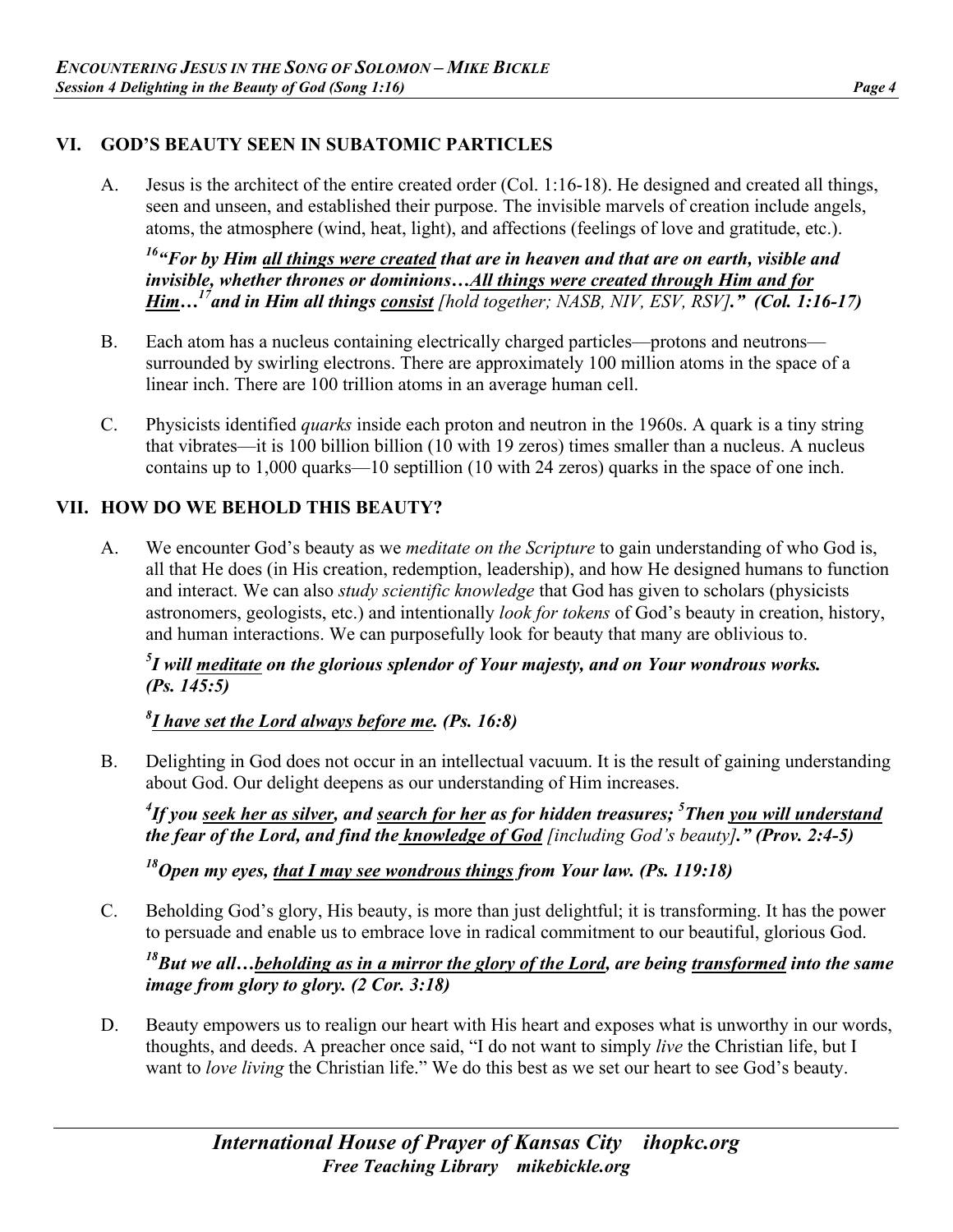## VI. GOD'S BEAUTY SEEN IN SUBATOMIC PARTICLES

A. Jesus is the architect of the entire created order (Col. 1:16-18). He designed and created all things, seen and unseen, and established their purpose. The invisible marvels of creation include angels, atoms, the atmosphere (wind, heat, light), and affections (feelings of love and gratitude, etc.).

***[16]"For by Him <u>all things were created</u> that are in heaven and that are on earth, visible and invisible, whether thrones or dominions…<u>All things were created through Him and for Him</u>…[17]and in Him all things <u>consist</u>*** *[hold together; NASB, NIV, ESV, RSV]**." (Col. 1:16-17)***

B. Each atom has a nucleus containing electrically charged particles—protons and neutrons—surrounded by swirling electrons. There are approximately 100 million atoms in the space of a linear inch. There are 100 trillion atoms in an average human cell.

C. Physicists identified *quarks* inside each proton and neutron in the 1960s. A quark is a tiny string that vibrates—it is 100 billion billion (10 with 19 zeros) times smaller than a nucleus. A nucleus contains up to 1,000 quarks—10 septillion (10 with 24 zeros) quarks in the space of one inch.

## VII. HOW DO WE BEHOLD THIS BEAUTY?

A. We encounter God's beauty as we *meditate on the Scripture* to gain understanding of who God is, all that He does (in His creation, redemption, leadership), and how He designed humans to function and interact. We can also *study scientific knowledge* that God has given to scholars (physicists astronomers, geologists, etc.) and intentionally *look for tokens* of God's beauty in creation, history, and human interactions. We can purposefully look for beauty that many are oblivious to.

***[5]I will <u>meditate</u> on the glorious splendor of Your majesty, and on Your wondrous works. (Ps. 145:5)***

***[8]<u>I have set the Lord always before me</u>. (Ps. 16:8)***

B. Delighting in God does not occur in an intellectual vacuum. It is the result of gaining understanding about God. Our delight deepens as our understanding of Him increases.

***[4]If you <u>seek her as silver</u>, and <u>search for her</u> as for hidden treasures; [5]Then <u>you will understand</u> the fear of the Lord, and find the <u>knowledge of God</u>*** *[including God's beauty]**." (Prov. 2:4-5)***

***[18]Open my eyes, <u>that I may see wondrous things</u> from Your law. (Ps. 119:18)***

C. Beholding God's glory, His beauty, is more than just delightful; it is transforming. It has the power to persuade and enable us to embrace love in radical commitment to our beautiful, glorious God.

***[18]But we all…<u>beholding as in a mirror the glory of the Lord</u>, are being <u>transformed</u> into the same image from glory to glory. (2 Cor. 3:18)***

D. Beauty empowers us to realign our heart with His heart and exposes what is unworthy in our words, thoughts, and deeds. A preacher once said, "I do not want to simply *live* the Christian life, but I want to *love living* the Christian life." We do this best as we set our heart to see God's beauty.